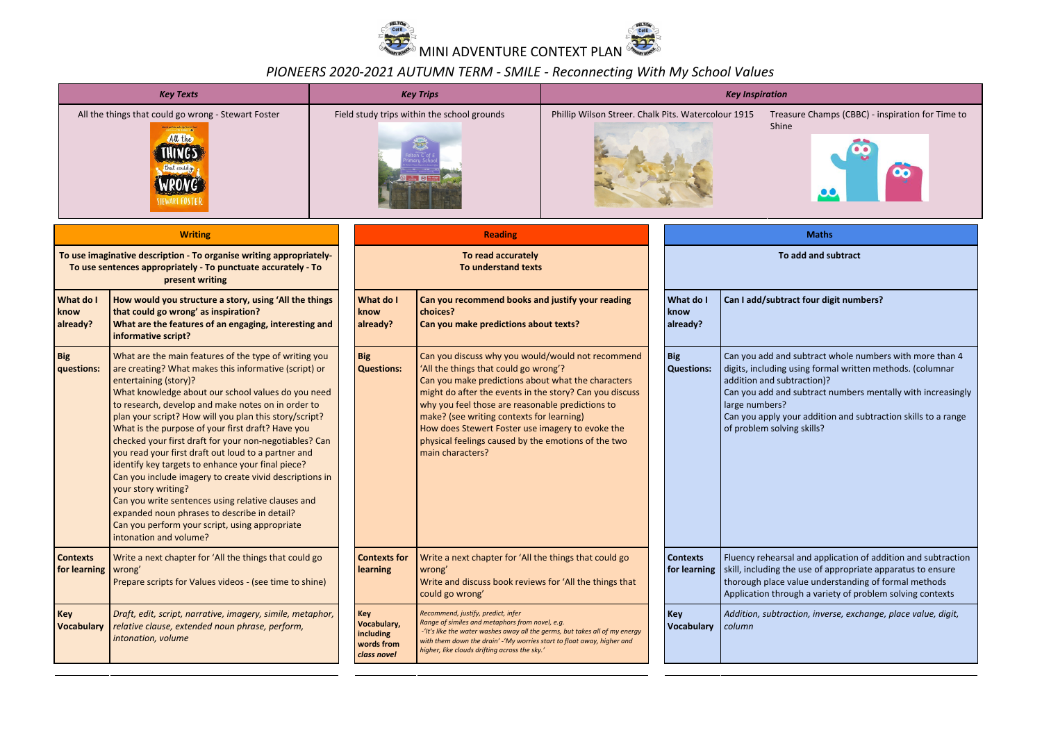# MINI ADVENTURE CONTEXT PLAN

## *PIONEERS 2020-2021 AUTUMN TERM - SMILE - Reconnecting With My School Values*

| *Key Texts* | *Key Trips* | *Key Inspiration* | |
|---|---|---|---|
| All the things that could go wrong - Stewart Foster | Field study trips within the school grounds | Phillip Wilson Streer. Chalk Pits. Watercolour 1915 | Treasure Champs (CBBC) - inspiration for Time to Shine |

| **Writing** | |
|---|---|
| **To use imaginative description - To organise writing appropriately- To use sentences appropriately - To punctuate accurately - To present writing** | |
| **What do I know already?** | **How would you structure a story, using 'All the things that could go wrong' as inspiration?** **What are the features of an engaging, interesting and informative script?** |
| **Big questions:** | What are the main features of the type of writing you are creating? What makes this informative (script) or entertaining (story)? What knowledge about our school values do you need to research, develop and make notes on in order to plan your script? How will you plan this story/script? What is the purpose of your first draft? Have you checked your first draft for your non-negotiables? Can you read your first draft out loud to a partner and identify key targets to enhance your final piece? Can you include imagery to create vivid descriptions in your story writing? Can you write sentences using relative clauses and expanded noun phrases to describe in detail? Can you perform your script, using appropriate intonation and volume? |
| **Contexts for learning** | Write a next chapter for 'All the things that could go wrong' Prepare scripts for Values videos - (see time to shine) |
| **Key Vocabulary** | *Draft, edit, script, narrative, imagery, simile, metaphor, relative clause, extended noun phrase, perform, intonation, volume* |

| **Reading** | |
|---|---|
| **To read accurately To understand texts** | |
| **What do I know already?** | **Can you recommend books and justify your reading choices?** **Can you make predictions about texts?** |
| **Big Questions:** | Can you discuss why you would/would not recommend 'All the things that could go wrong'? Can you make predictions about what the characters might do after the events in the story? Can you discuss why you feel those are reasonable predictions to make? (see writing contexts for learning) How does Stewert Foster use imagery to evoke the physical feelings caused by the emotions of the two main characters? |
| **Contexts for learning** | Write a next chapter for 'All the things that could go wrong' Write and discuss book reviews for 'All the things that could go wrong' |
| ***Key Vocabulary, including words from class novel*** | *Recommend, justify, predict, infer* *Range of similes and metaphors from novel, e.g.* *-'It's like the water washes away all the germs, but takes all of my energy with them down the drain' -'My worries start to float away, higher and higher, like clouds drifting across the sky.'* |

| **Maths** | |
|---|---|
| **To add and subtract** | |
| **What do I know already?** | **Can I add/subtract four digit numbers?** |
| **Big Questions:** | Can you add and subtract whole numbers with more than 4 digits, including using formal written methods. (columnar addition and subtraction)? Can you add and subtract numbers mentally with increasingly large numbers? Can you apply your addition and subtraction skills to a range of problem solving skills? |
| **Contexts for learning** | Fluency rehearsal and application of addition and subtraction skill, including the use of appropriate apparatus to ensure thorough place value understanding of formal methods Application through a variety of problem solving contexts |
| **Key Vocabulary** | *Addition, subtraction, inverse, exchange, place value, digit, column* |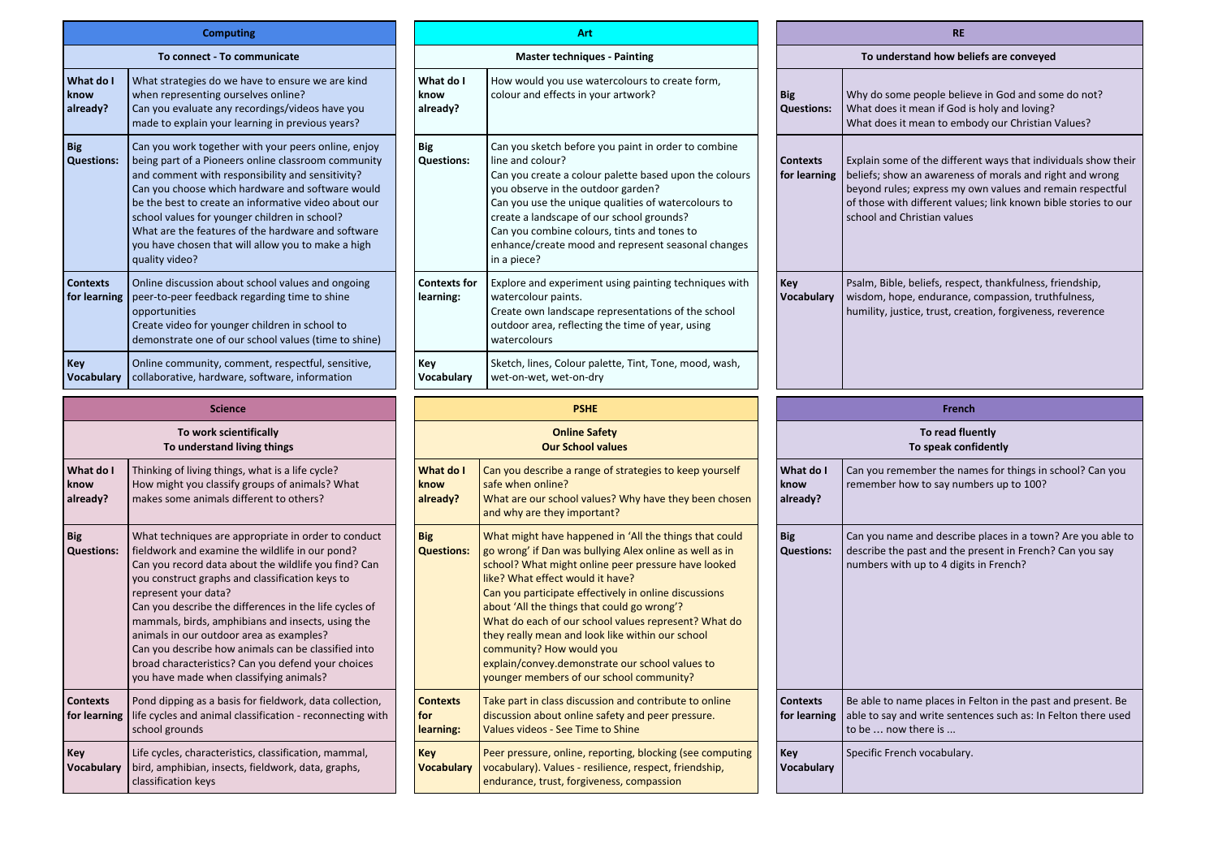## Computing

**To connect - To communicate**

| | |
|---|---|
| **What do I know already?** | What strategies do we have to ensure we are kind when representing ourselves online?<br>Can you evaluate any recordings/videos have you made to explain your learning in previous years? |
| **Big Questions:** | Can you work together with your peers online, enjoy being part of a Pioneers online classroom community and comment with responsibility and sensitivity?<br>Can you choose which hardware and software would be the best to create an informative video about our school values for younger children in school?<br>What are the features of the hardware and software you have chosen that will allow you to make a high quality video? |
| **Contexts for learning** | Online discussion about school values and ongoing peer-to-peer feedback regarding time to shine opportunities<br>Create video for younger children in school to demonstrate one of our school values (time to shine) |
| **Key Vocabulary** | Online community, comment, respectful, sensitive, collaborative, hardware, software, information |

## Art

**Master techniques - Painting**

| | |
|---|---|
| **What do I know already?** | How would you use watercolours to create form, colour and effects in your artwork? |
| **Big Questions:** | Can you sketch before you paint in order to combine line and colour?<br>Can you create a colour palette based upon the colours you observe in the outdoor garden?<br>Can you use the unique qualities of watercolours to create a landscape of our school grounds?<br>Can you combine colours, tints and tones to enhance/create mood and represent seasonal changes in a piece? |
| **Contexts for learning:** | Explore and experiment using painting techniques with watercolour paints.<br>Create own landscape representations of the school outdoor area, reflecting the time of year, using watercolours |
| **Key Vocabulary** | Sketch, lines, Colour palette, Tint, Tone, mood, wash, wet-on-wet, wet-on-dry |

## RE

**To understand how beliefs are conveyed**

| | |
|---|---|
| **Big Questions:** | Why do some people believe in God and some do not?<br>What does it mean if God is holy and loving?<br>What does it mean to embody our Christian Values? |
| **Contexts for learning** | Explain some of the different ways that individuals show their beliefs; show an awareness of morals and right and wrong beyond rules; express my own values and remain respectful of those with different values; link known bible stories to our school and Christian values |
| **Key Vocabulary** | Psalm, Bible, beliefs, respect, thankfulness, friendship, wisdom, hope, endurance, compassion, truthfulness, humility, justice, trust, creation, forgiveness, reverence |

## Science

**To work scientifically**
**To understand living things**

| | |
|---|---|
| **What do I know already?** | Thinking of living things, what is a life cycle?<br>How might you classify groups of animals? What makes some animals different to others? |
| **Big Questions:** | What techniques are appropriate in order to conduct fieldwork and examine the wildlife in our pond?<br>Can you record data about the wildlife you find? Can you construct graphs and classification keys to represent your data?<br>Can you describe the differences in the life cycles of mammals, birds, amphibians and insects, using the animals in our outdoor area as examples?<br>Can you describe how animals can be classified into broad characteristics? Can you defend your choices you have made when classifying animals? |
| **Contexts for learning** | Pond dipping as a basis for fieldwork, data collection, life cycles and animal classification - reconnecting with school grounds |
| **Key Vocabulary** | Life cycles, characteristics, classification, mammal, bird, amphibian, insects, fieldwork, data, graphs, classification keys |

## PSHE

**Online Safety**
**Our School values**

| | |
|---|---|
| **What do I know already?** | Can you describe a range of strategies to keep yourself safe when online?<br>What are our school values? Why have they been chosen and why are they important? |
| **Big Questions:** | What might have happened in 'All the things that could go wrong' if Dan was bullying Alex online as well as in school? What might online peer pressure have looked like? What effect would it have?<br>Can you participate effectively in online discussions about 'All the things that could go wrong'?<br>What do each of our school values represent? What do they really mean and look like within our school community? How would you explain/convey.demonstrate our school values to younger members of our school community? |
| **Contexts for learning:** | Take part in class discussion and contribute to online discussion about online safety and peer pressure.<br>Values videos - See Time to Shine |
| **Key Vocabulary** | Peer pressure, online, reporting, blocking (see computing vocabulary). Values - resilience, respect, friendship, endurance, trust, forgiveness, compassion |

## French

**To read fluently**
**To speak confidently**

| | |
|---|---|
| **What do I know already?** | Can you remember the names for things in school? Can you remember how to say numbers up to 100? |
| **Big Questions:** | Can you name and describe places in a town? Are you able to describe the past and the present in French? Can you say numbers with up to 4 digits in French? |
| **Contexts for learning** | Be able to name places in Felton in the past and present. Be able to say and write sentences such as: In Felton there used to be … now there is … |
| **Key Vocabulary** | Specific French vocabulary. |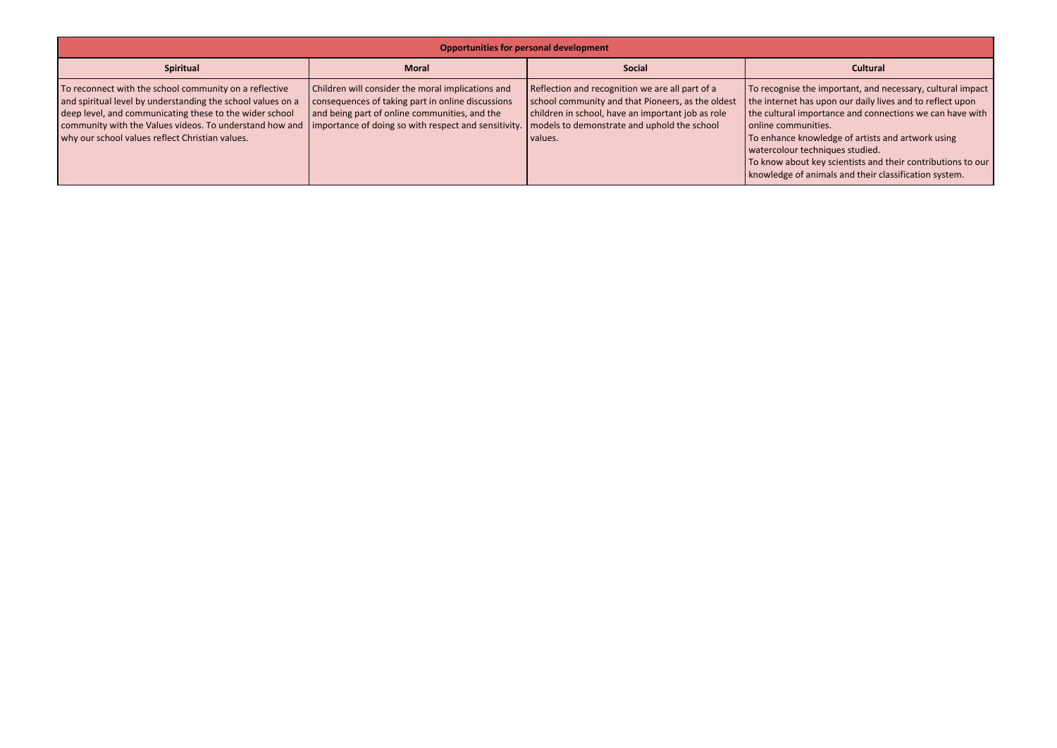| Opportunities for personal development | | | |
|---|---|---|---|
| **Spiritual** | **Moral** | **Social** | **Cultural** |
| To reconnect with the school community on a reflective and spiritual level by understanding the school values on a deep level, and communicating these to the wider school community with the Values videos. To understand how and why our school values reflect Christian values. | Children will consider the moral implications and consequences of taking part in online discussions and being part of online communities, and the importance of doing so with respect and sensitivity. | Reflection and recognition we are all part of a school community and that Pioneers, as the oldest children in school, have an important job as role models to demonstrate and uphold the school values. | To recognise the important, and necessary, cultural impact the internet has upon our daily lives and to reflect upon the cultural importance and connections we can have with online communities.<br>To enhance knowledge of artists and artwork using watercolour techniques studied.<br>To know about key scientists and their contributions to our knowledge of animals and their classification system. |